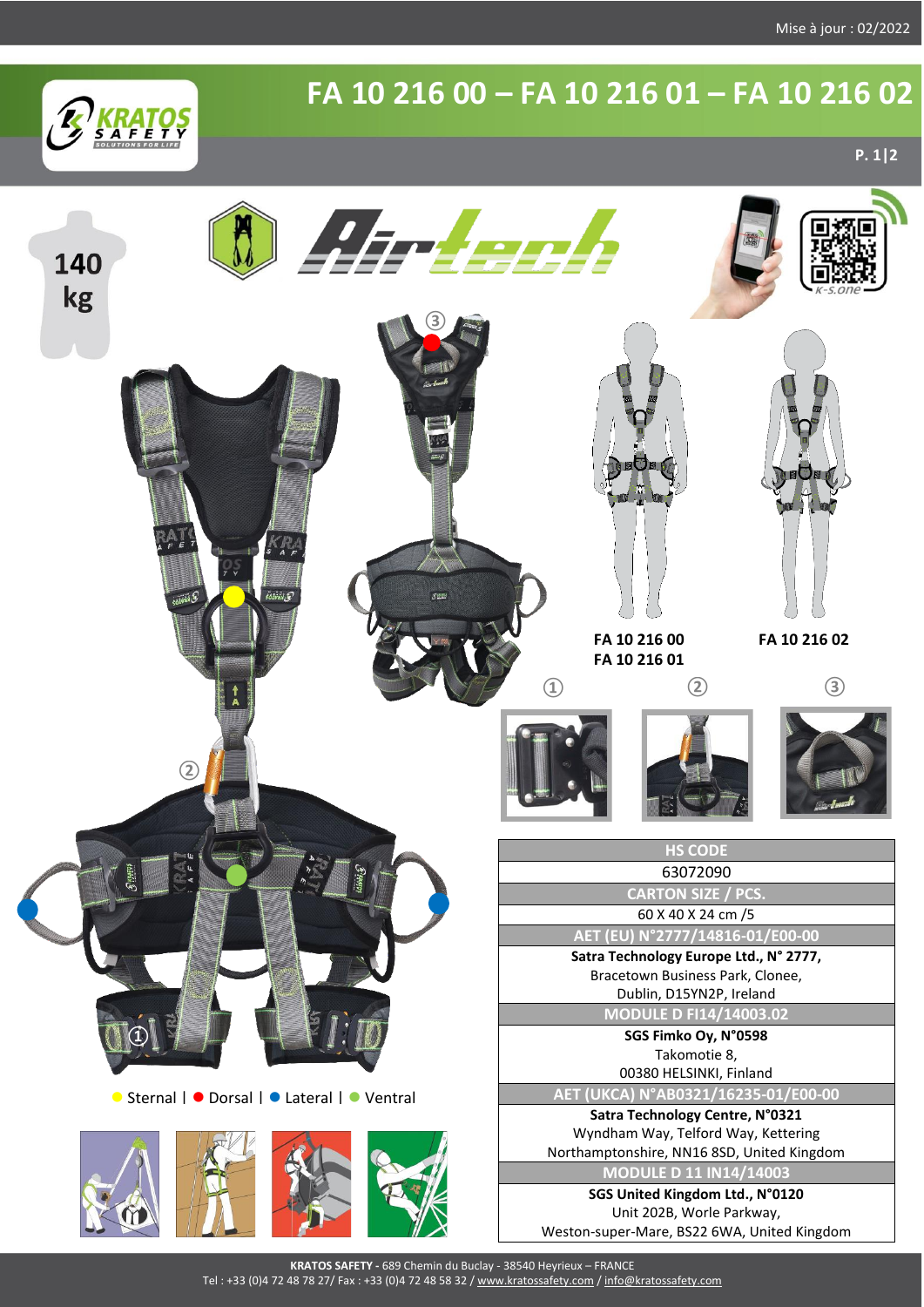Mise à jour : 02/2022

# FA 10 216 00 – FA 10 216 01 – FA 10 216 02

140 kg

Airtech

FA 10 216 00
FA 10 216 01

FA 10 216 02

① ② ③

● Sternal | ● Dorsal | ● Lateral | ● Ventral

| HS CODE |
| --- |
| 63072090 |
| **CARTON SIZE / PCS.** |
| 60 X 40 X 24 cm /5 |
| **AET (EU) N°2777/14816-01/E00-00** |
| **Satra Technology Europe Ltd., N° 2777,** Bracetown Business Park, Clonee, Dublin, D15YN2P, Ireland |
| **MODULE D FI14/14003.02** |
| **SGS Fimko Oy, N°0598** Takomotie 8, 00380 HELSINKI, Finland |
| **AET (UKCA) N°AB0321/16235-01/E00-00** |
| **Satra Technology Centre, N°0321** Wyndham Way, Telford Way, Kettering Northamptonshire, NN16 8SD, United Kingdom |
| **MODULE D 11 IN14/14003** |
| **SGS United Kingdom Ltd., N°0120** Unit 202B, Worle Parkway, Weston-super-Mare, BS22 6WA, United Kingdom |

**KRATOS SAFETY -** 689 Chemin du Buclay - 38540 Heyrieux – FRANCE
Tel : +33 (0)4 72 48 78 27/ Fax : +33 (0)4 72 48 58 32 / www.kratossafety.com / info@kratossafety.com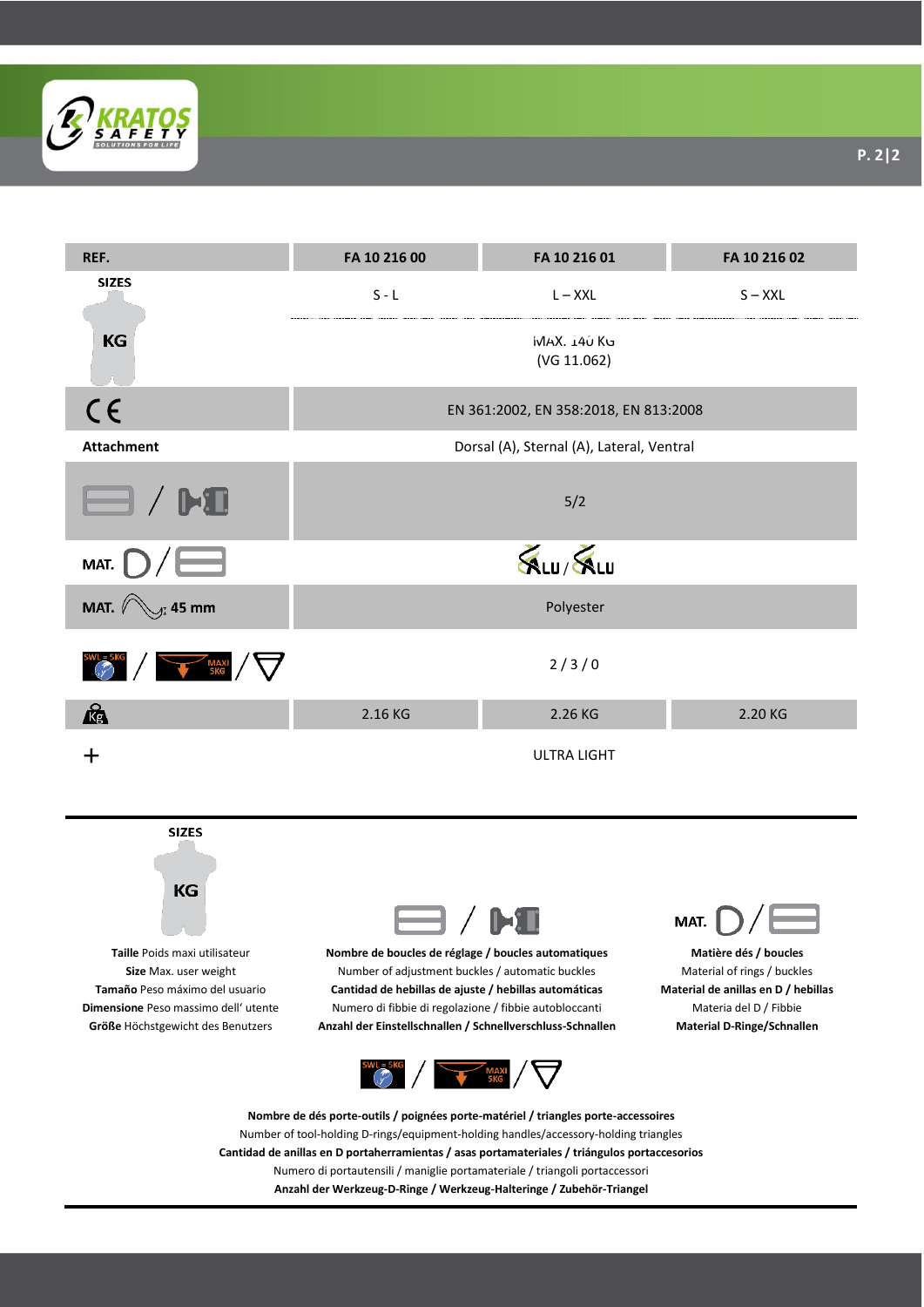| REF. | FA 10 216 00 | FA 10 216 01 | FA 10 216 02 |
|---|---|---|---|
| SIZES | S - L | L – XXL | S – XXL |
| KG | MAX. 140 KG (VG 11.062) | | |
| CE | EN 361:2002, EN 358:2018, EN 813:2008 | | |
| Attachment | Dorsal (A), Sternal (A), Lateral, Ventral | | |
| / | 5/2 | | |
| MAT. / | ALU / ALU | | |
| MAT. 45 mm | Polyester | | |
| SWL = 5KG / MAXI 5KG / | 2 / 3 / 0 | | |
| Kg | 2.16 KG | 2.26 KG | 2.20 KG |
| + | ULTRA LIGHT | | |

SIZES

KG

**Taille** Poids maxi utilisateur
**Size** Max. user weight
**Tamaño** Peso máximo del usuario
**Dimensione** Peso massimo dell' utente
**Größe** Höchstgewicht des Benutzers

**Nombre de boucles de réglage / boucles automatiques**
Number of adjustment buckles / automatic buckles
**Cantidad de hebillas de ajuste / hebillas automáticas**
Numero di fibbie di regolazione / fibbie autobloccanti
**Anzahl der Einstellschnallen / Schnellverschluss-Schnallen**

MAT.

**Matière dés / boucles**
Material of rings / buckles
**Material de anillas en D / hebillas**
Materia del D / Fibbie
**Material D-Ringe/Schnallen**

SWL = 5KG / MAXI 5KG

**Nombre de dés porte-outils / poignées porte-matériel / triangles porte-accessoires**
Number of tool-holding D-rings/equipment-holding handles/accessory-holding triangles
**Cantidad de anillas en D portaherramientas / asas portamateriales / triángulos portaccesorios**
Numero di portautensili / maniglie portamateriale / triangoli portaccessori
**Anzahl der Werkzeug-D-Ringe / Werkzeug-Halteringe / Zubehör-Triangel**